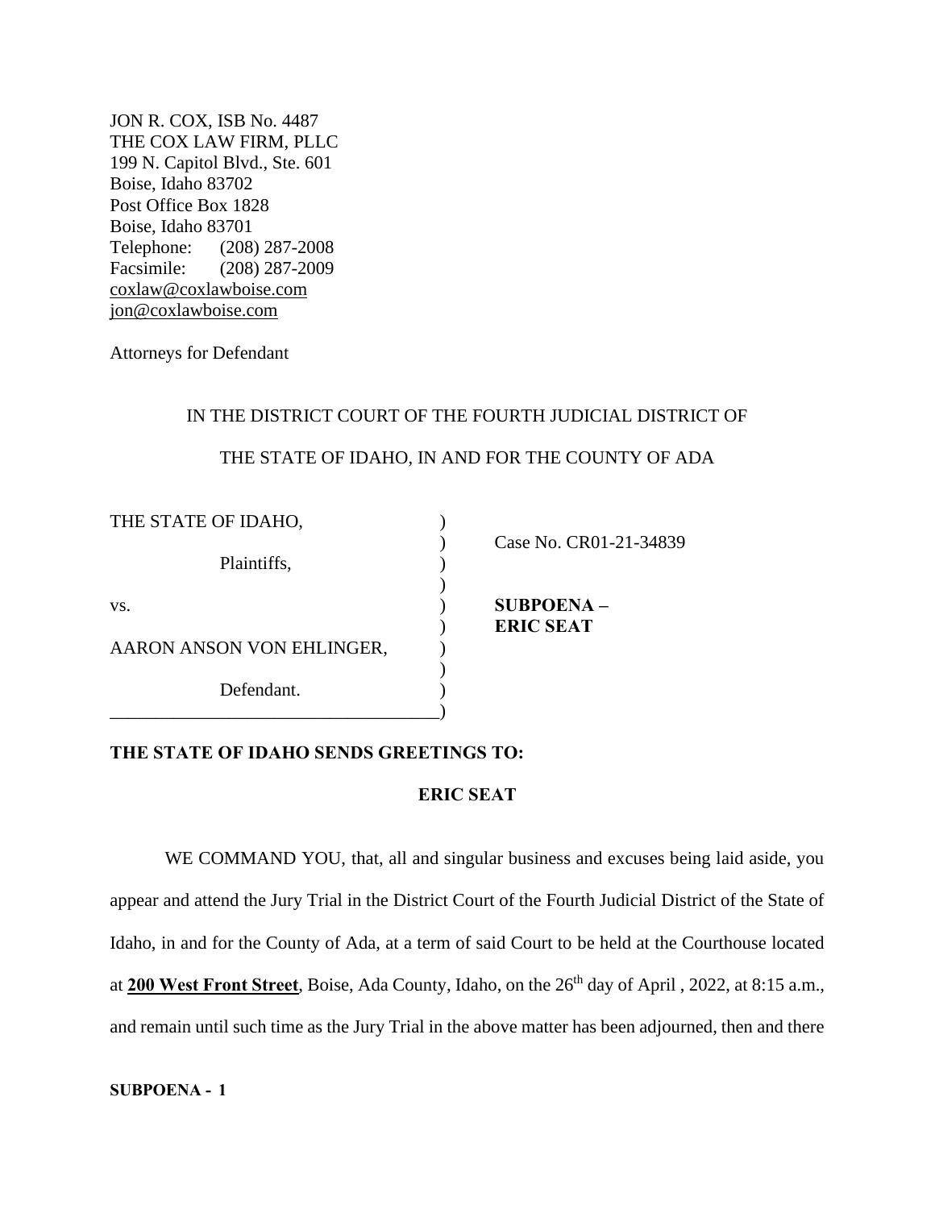JON R. COX, ISB No. 4487
THE COX LAW FIRM, PLLC
199 N. Capitol Blvd., Ste. 601
Boise, Idaho 83702
Post Office Box 1828
Boise, Idaho 83701
Telephone: (208) 287-2008
Facsimile: (208) 287-2009
coxlaw@coxlawboise.com
jon@coxlawboise.com

Attorneys for Defendant

IN THE DISTRICT COURT OF THE FOURTH JUDICIAL DISTRICT OF

THE STATE OF IDAHO, IN AND FOR THE COUNTY OF ADA

| | | |
|---|---|---|
| THE STATE OF IDAHO, | ) | |
| | ) | Case No. CR01-21-34839 |
| Plaintiffs, | ) | |
| | ) | |
| vs. | ) | **SUBPOENA –** |
| | ) | **ERIC SEAT** |
| AARON ANSON VON EHLINGER, | ) | |
| | ) | |
| Defendant. | ) | |

**THE STATE OF IDAHO SENDS GREETINGS TO:**

**ERIC SEAT**

WE COMMAND YOU, that, all and singular business and excuses being laid aside, you appear and attend the Jury Trial in the District Court of the Fourth Judicial District of the State of Idaho, in and for the County of Ada, at a term of said Court to be held at the Courthouse located at **200 West Front Street**, Boise, Ada County, Idaho, on the 26th day of April , 2022, at 8:15 a.m., and remain until such time as the Jury Trial in the above matter has been adjourned, then and there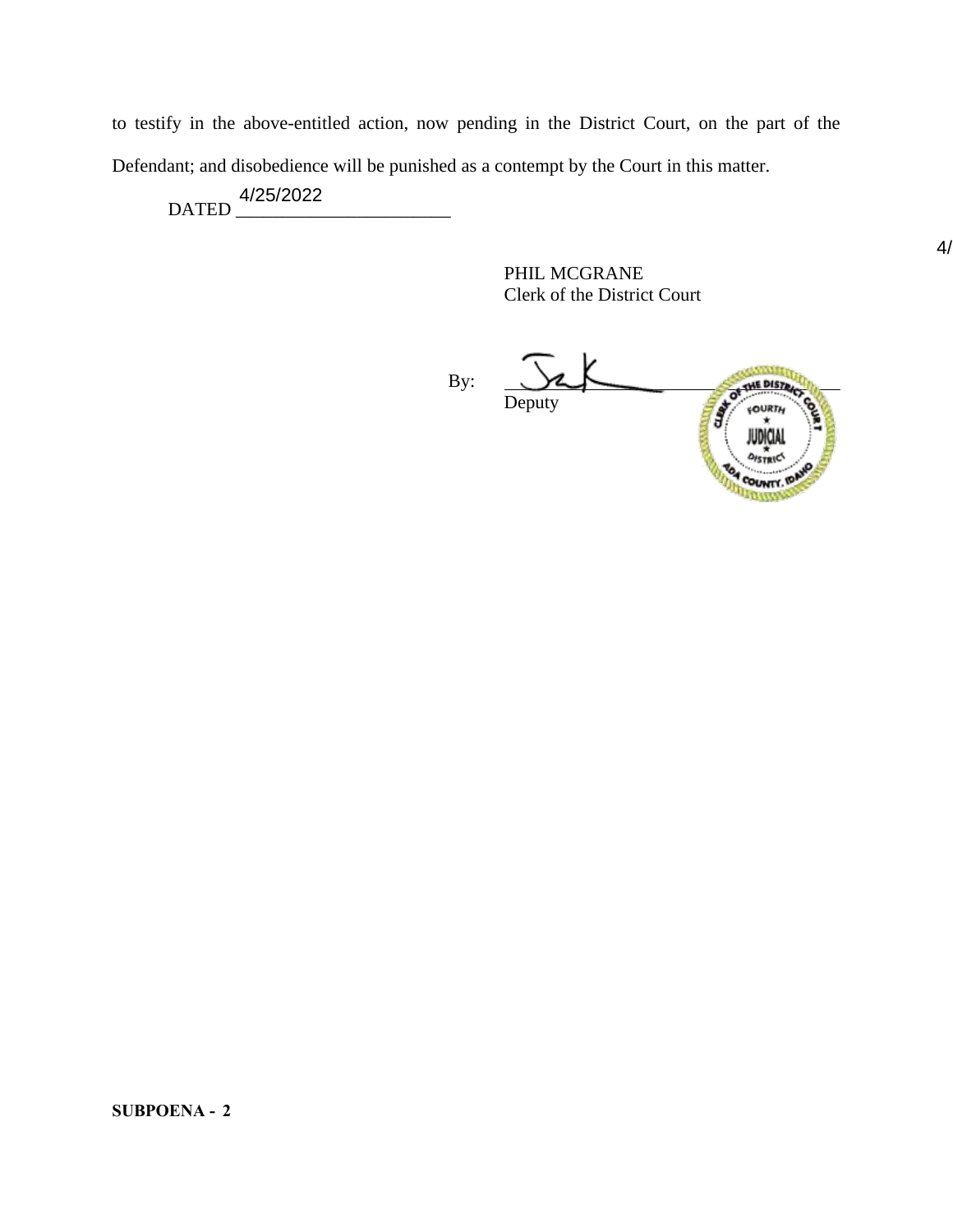to testify in the above-entitled action, now pending in the District Court, on the part of the Defendant; and disobedience will be punished as a contempt by the Court in this matter.

DATED 4/25/2022

PHIL MCGRANE
Clerk of the District Court

By: ______________________
Deputy

SUBPOENA - 2